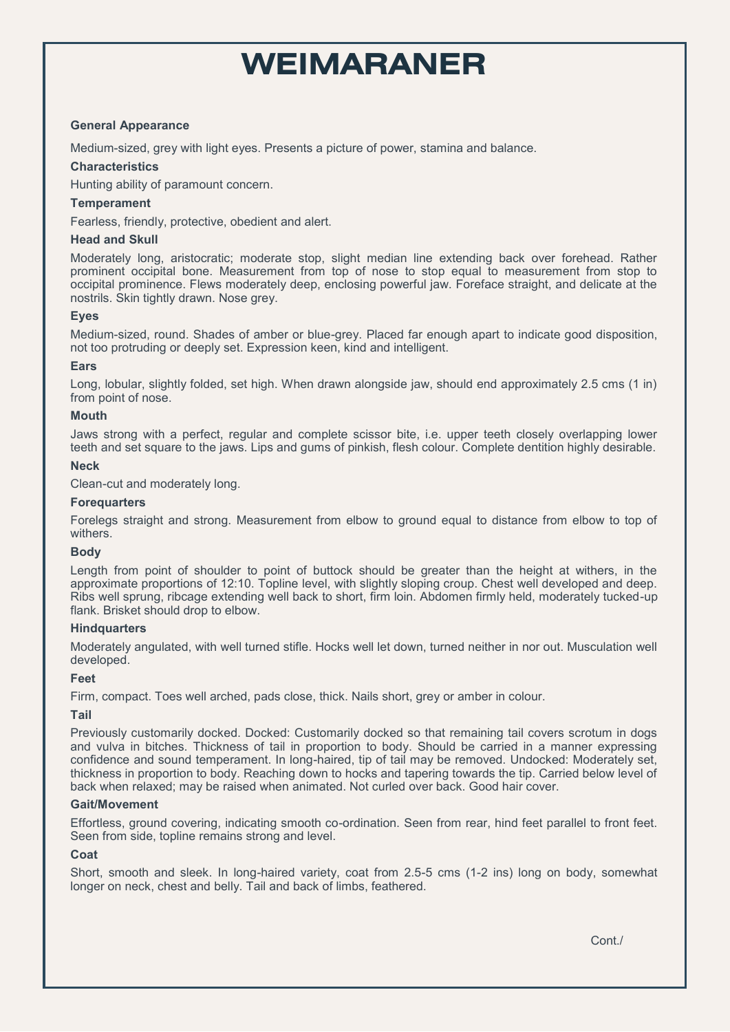# WEIMARANER

**General Appearance**

Medium-sized, grey with light eyes. Presents a picture of power, stamina and balance.

**Characteristics**

Hunting ability of paramount concern.

**Temperament**

Fearless, friendly, protective, obedient and alert.

**Head and Skull**

Moderately long, aristocratic; moderate stop, slight median line extending back over forehead. Rather prominent occipital bone. Measurement from top of nose to stop equal to measurement from stop to occipital prominence. Flews moderately deep, enclosing powerful jaw. Foreface straight, and delicate at the nostrils. Skin tightly drawn. Nose grey.

**Eyes**

Medium-sized, round. Shades of amber or blue-grey. Placed far enough apart to indicate good disposition, not too protruding or deeply set. Expression keen, kind and intelligent.

**Ears**

Long, lobular, slightly folded, set high. When drawn alongside jaw, should end approximately 2.5 cms (1 in) from point of nose.

**Mouth**

Jaws strong with a perfect, regular and complete scissor bite, i.e. upper teeth closely overlapping lower teeth and set square to the jaws. Lips and gums of pinkish, flesh colour. Complete dentition highly desirable.

**Neck**

Clean-cut and moderately long.

**Forequarters**

Forelegs straight and strong. Measurement from elbow to ground equal to distance from elbow to top of withers.

**Body**

Length from point of shoulder to point of buttock should be greater than the height at withers, in the approximate proportions of 12:10. Topline level, with slightly sloping croup. Chest well developed and deep. Ribs well sprung, ribcage extending well back to short, firm loin. Abdomen firmly held, moderately tucked-up flank. Brisket should drop to elbow.

**Hindquarters**

Moderately angulated, with well turned stifle. Hocks well let down, turned neither in nor out. Musculation well developed.

**Feet**

Firm, compact. Toes well arched, pads close, thick. Nails short, grey or amber in colour.

**Tail**

Previously customarily docked. Docked: Customarily docked so that remaining tail covers scrotum in dogs and vulva in bitches. Thickness of tail in proportion to body. Should be carried in a manner expressing confidence and sound temperament. In long-haired, tip of tail may be removed. Undocked: Moderately set, thickness in proportion to body. Reaching down to hocks and tapering towards the tip. Carried below level of back when relaxed; may be raised when animated. Not curled over back. Good hair cover.

**Gait/Movement**

Effortless, ground covering, indicating smooth co-ordination. Seen from rear, hind feet parallel to front feet. Seen from side, topline remains strong and level.

**Coat**

Short, smooth and sleek. In long-haired variety, coat from 2.5-5 cms (1-2 ins) long on body, somewhat longer on neck, chest and belly. Tail and back of limbs, feathered.

Cont./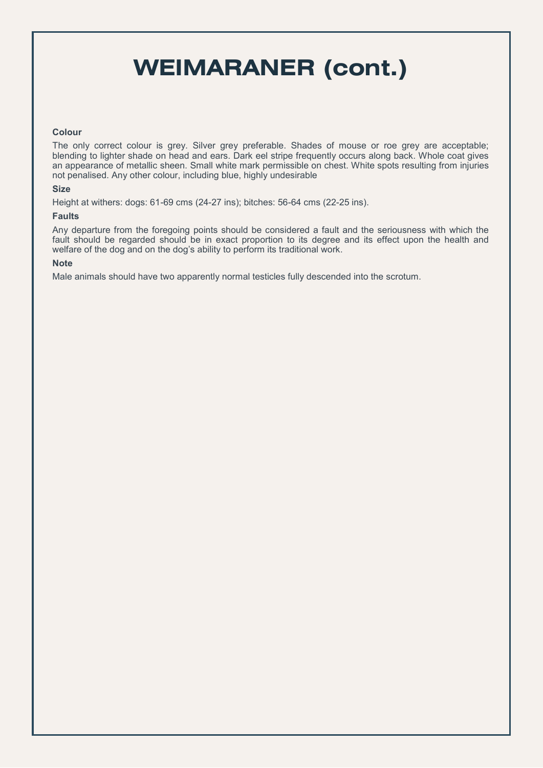# WEIMARANER (cont.)

### Colour

The only correct colour is grey. Silver grey preferable. Shades of mouse or roe grey are acceptable; blending to lighter shade on head and ears. Dark eel stripe frequently occurs along back. Whole coat gives an appearance of metallic sheen. Small white mark permissible on chest. White spots resulting from injuries not penalised. Any other colour, including blue, highly undesirable

### Size

Height at withers: dogs: 61-69 cms (24-27 ins); bitches: 56-64 cms (22-25 ins).

### Faults

Any departure from the foregoing points should be considered a fault and the seriousness with which the fault should be regarded should be in exact proportion to its degree and its effect upon the health and welfare of the dog and on the dog's ability to perform its traditional work.

### Note

Male animals should have two apparently normal testicles fully descended into the scrotum.